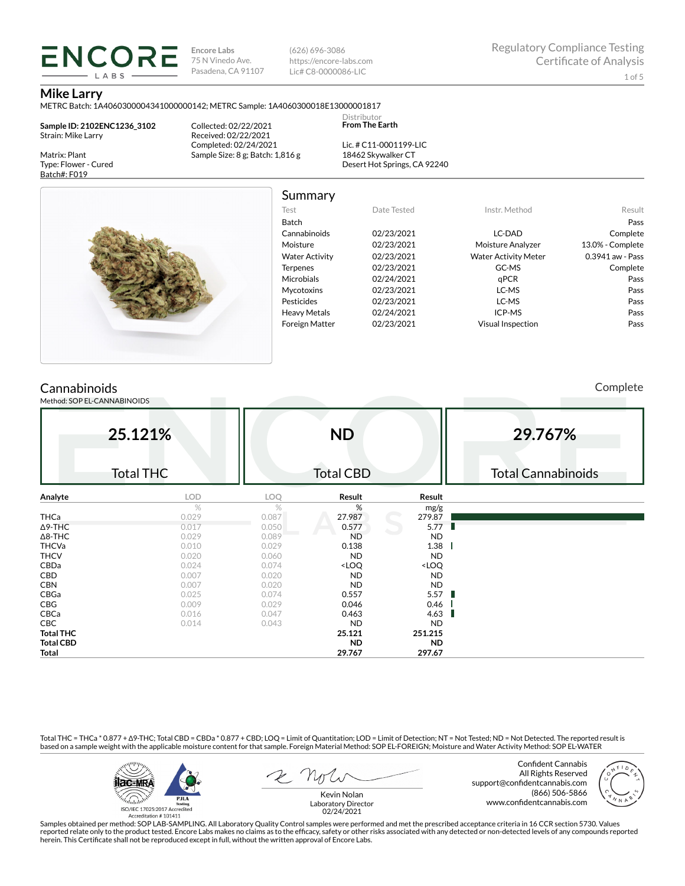**ENCORE LABS**

Encore Labs
75 N Vinedo Ave.
Pasadena, CA 91107

(626) 696-3086
https://encore-labs.com
Lic# C8-0000086-LIC

Regulatory Compliance Testing
Certificate of Analysis

# Mike Larry

METRC Batch: 1A4060300004341000000142; METRC Sample: 1A4060300018E13000001817

**Sample ID: 2102ENC1236_3102**
Strain: Mike Larry

Matrix: Plant
Type: Flower - Cured
Batch#: F019

Collected: 02/22/2021
Received: 02/22/2021
Completed: 02/24/2021
Sample Size: 8 g; Batch: 1,816 g

Distributor
**From The Earth**

Lic. # C11-0001199-LIC
18462 Skywalker CT
Desert Hot Springs, CA 92240

## Summary

| Test | Date Tested | Instr. Method | Result |
|---|---|---|---|
| Batch | | | Pass |
| Cannabinoids | 02/23/2021 | LC-DAD | Complete |
| Moisture | 02/23/2021 | Moisture Analyzer | 13.0% - Complete |
| Water Activity | 02/23/2021 | Water Activity Meter | 0.3941 aw - Pass |
| Terpenes | 02/23/2021 | GC-MS | Complete |
| Microbials | 02/24/2021 | qPCR | Pass |
| Mycotoxins | 02/23/2021 | LC-MS | Pass |
| Pesticides | 02/23/2021 | LC-MS | Pass |
| Heavy Metals | 02/24/2021 | ICP-MS | Pass |
| Foreign Matter | 02/23/2021 | Visual Inspection | Pass |

## Cannabinoids

Complete

Method: SOP EL-CANNABINOIDS

| **25.121%** | **ND** | **29.767%** |
|---|---|---|
| Total THC | Total CBD | Total Cannabinoids |

| Analyte | LOD | LOQ | Result | Result |
|---|---|---|---|---|
| | % | % | % | mg/g |
| THCa | 0.029 | 0.087 | 27.987 | 279.87 |
| Δ9-THC | 0.017 | 0.050 | 0.577 | 5.77 |
| Δ8-THC | 0.029 | 0.089 | ND | ND |
| THCVa | 0.010 | 0.029 | 0.138 | 1.38 |
| THCV | 0.020 | 0.060 | ND | ND |
| CBDa | 0.024 | 0.074 | <LOQ | <LOQ |
| CBD | 0.007 | 0.020 | ND | ND |
| CBN | 0.007 | 0.020 | ND | ND |
| CBGa | 0.025 | 0.074 | 0.557 | 5.57 |
| CBG | 0.009 | 0.029 | 0.046 | 0.46 |
| CBCa | 0.016 | 0.047 | 0.463 | 4.63 |
| CBC | 0.014 | 0.043 | ND | ND |
| **Total THC** | | | **25.121** | **251.215** |
| **Total CBD** | | | **ND** | **ND** |
| **Total** | | | **29.767** | **297.67** |

Total THC = THCa * 0.877 + Δ9-THC; Total CBD = CBDa * 0.877 + CBD; LOQ = Limit of Quantitation; LOD = Limit of Detection; NT = Not Tested; ND = Not Detected. The reported result is based on a sample weight with the applicable moisture content for that sample. Foreign Material Method: SOP EL-FOREIGN; Moisture and Water Activity Method: SOP EL-WATER

ISO/IEC 17025:2017 Accredited
Accreditation # 101411

Kevin Nolan
Laboratory Director
02/24/2021

Confident Cannabis
All Rights Reserved
support@confidentcannabis.com
(866) 506-5866
www.confidentcannabis.com

Samples obtained per method: SOP LAB-SAMPLING. All Laboratory Quality Control samples were performed and met the prescribed acceptance criteria in 16 CCR section 5730. Values reported relate only to the product tested. Encore Labs makes no claims as to the efficacy, safety or other risks associated with any detected or non-detected levels of any compounds reported herein. This Certificate shall not be reproduced except in full, without the written approval of Encore Labs.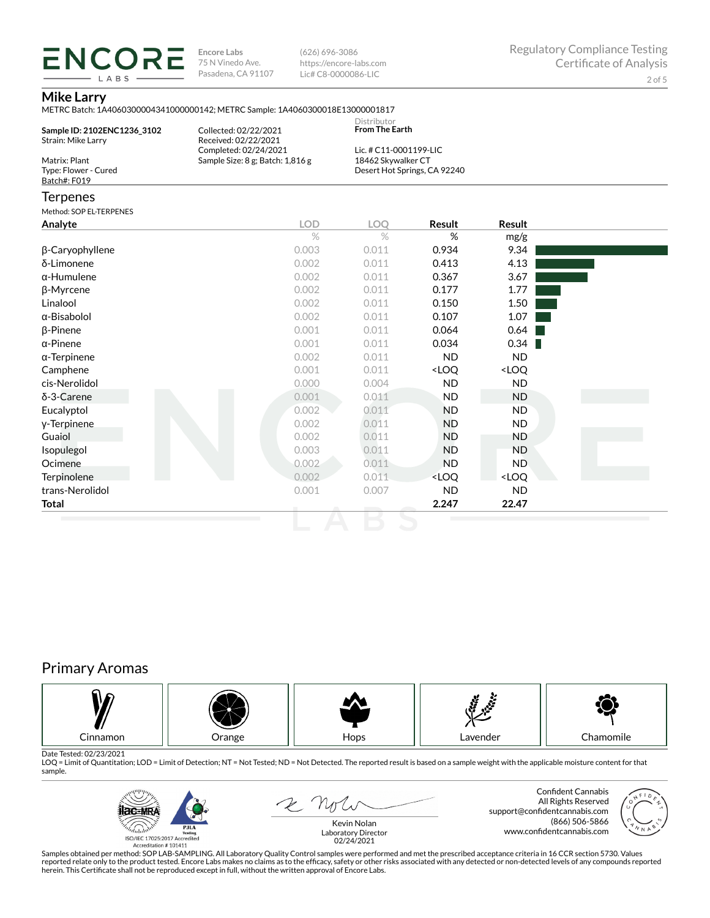**ENCORE LABS**

Encore Labs
75 N Vinedo Ave.
Pasadena, CA 91107

(626) 696-3086
https://encore-labs.com
Lic# C8-0000086-LIC

Regulatory Compliance Testing
Certificate of Analysis

## Mike Larry

METRC Batch: 1A4060300004341000000142; METRC Sample: 1A4060300018E13000001817

**Sample ID: 2102ENC1236_3102**
Strain: Mike Larry

Matrix: Plant
Type: Flower - Cured
Batch#: F019

Collected: 02/22/2021
Received: 02/22/2021
Completed: 02/24/2021
Sample Size: 8 g; Batch: 1,816 g

Distributor
**From The Earth**

Lic. # C11-0001199-LIC
18462 Skywalker CT
Desert Hot Springs, CA 92240

## Terpenes

Method: SOP EL-TERPENES

| Analyte | LOD | LOQ | Result | Result |
|---|---|---|---|---|
| | % | % | % | mg/g |
| β-Caryophyllene | 0.003 | 0.011 | 0.934 | 9.34 |
| δ-Limonene | 0.002 | 0.011 | 0.413 | 4.13 |
| α-Humulene | 0.002 | 0.011 | 0.367 | 3.67 |
| β-Myrcene | 0.002 | 0.011 | 0.177 | 1.77 |
| Linalool | 0.002 | 0.011 | 0.150 | 1.50 |
| α-Bisabolol | 0.002 | 0.011 | 0.107 | 1.07 |
| β-Pinene | 0.001 | 0.011 | 0.064 | 0.64 |
| α-Pinene | 0.001 | 0.011 | 0.034 | 0.34 |
| α-Terpinene | 0.002 | 0.011 | ND | ND |
| Camphene | 0.001 | 0.011 | <LOQ | <LOQ |
| cis-Nerolidol | 0.000 | 0.004 | ND | ND |
| δ-3-Carene | 0.001 | 0.011 | ND | ND |
| Eucalyptol | 0.002 | 0.011 | ND | ND |
| γ-Terpinene | 0.002 | 0.011 | ND | ND |
| Guaiol | 0.002 | 0.011 | ND | ND |
| Isopulegol | 0.003 | 0.011 | ND | ND |
| Ocimene | 0.002 | 0.011 | ND | ND |
| Terpinolene | 0.002 | 0.011 | <LOQ | <LOQ |
| trans-Nerolidol | 0.001 | 0.007 | ND | ND |
| **Total** | | | **2.247** | **22.47** |

## Primary Aromas

| Cinnamon | Orange | Hops | Lavender | Chamomile |
|---|---|---|---|---|

Date Tested: 02/23/2021
LOQ = Limit of Quantitation; LOD = Limit of Detection; NT = Not Tested; ND = Not Detected. The reported result is based on a sample weight with the applicable moisture content for that sample.

ISO/IEC 17025:2017 Accredited
Accreditation # 101411

Kevin Nolan
Laboratory Director
02/24/2021

Confident Cannabis
All Rights Reserved
support@confidentcannabis.com
(866) 506-5866
www.confidentcannabis.com

Samples obtained per method: SOP LAB-SAMPLING. All Laboratory Quality Control samples were performed and met the prescribed acceptance criteria in 16 CCR section 5730. Values reported relate only to the product tested. Encore Labs makes no claims as to the efficacy, safety or other risks associated with any detected or non-detected levels of any compounds reported herein. This Certificate shall not be reproduced except in full, without the written approval of Encore Labs.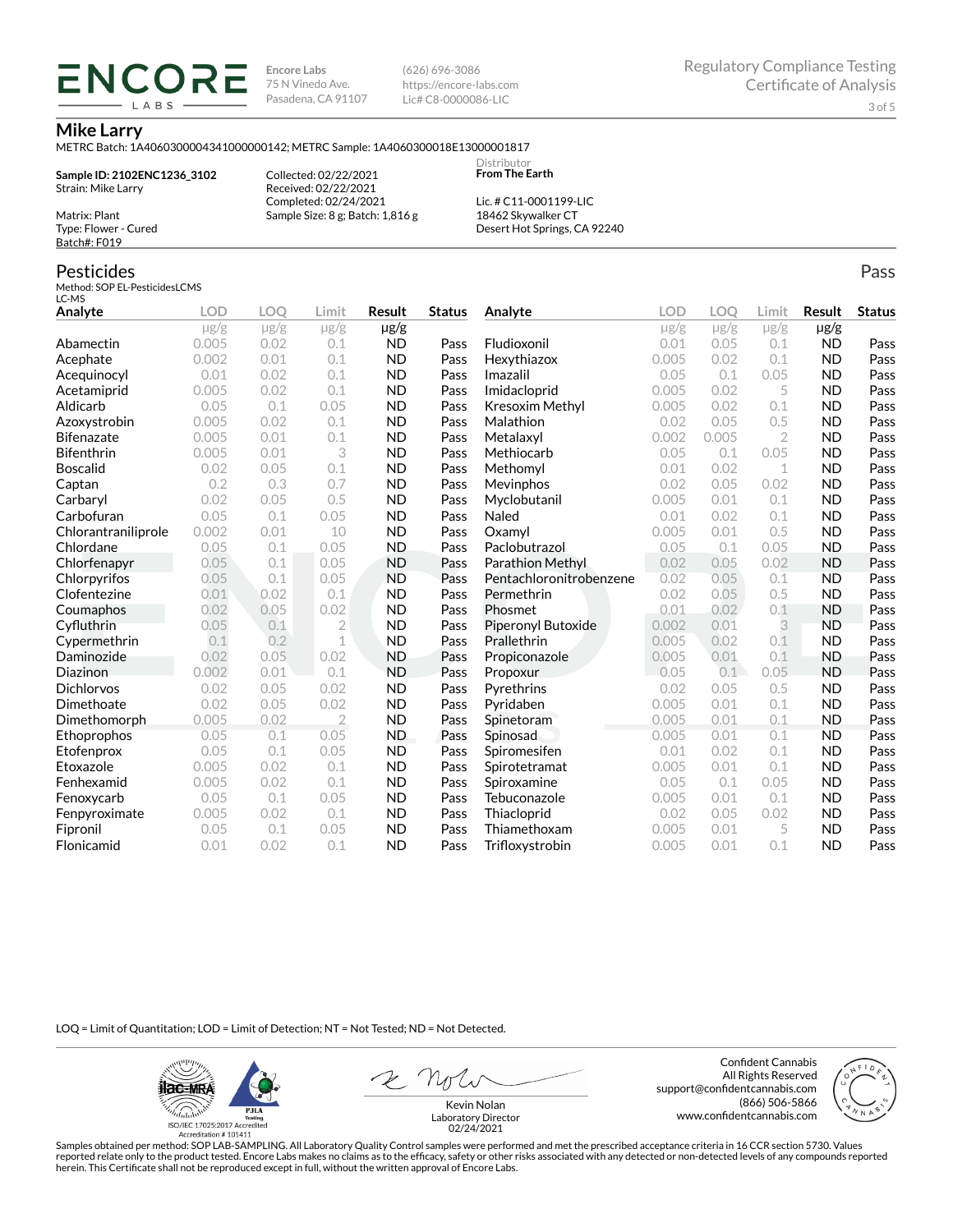ENCORE LABS

Encore Labs
75 N Vinedo Ave.
Pasadena, CA 91107

(626) 696-3086
https://encore-labs.com
Lic# C8-0000086-LIC

Regulatory Compliance Testing
Certificate of Analysis

## Mike Larry

METRC Batch: 1A4060300004341000000142; METRC Sample: 1A4060300018E13000001817

**Sample ID: 2102ENC1236_3102**
Strain: Mike Larry

Matrix: Plant
Type: Flower - Cured
Batch#: F019

Collected: 02/22/2021
Received: 02/22/2021
Completed: 02/24/2021
Sample Size: 8 g; Batch: 1,816 g

Distributor
**From The Earth**

Lic. # C11-0001199-LIC
18462 Skywalker CT
Desert Hot Springs, CA 92240

## Pesticides

Pass

Method: SOP EL-PesticidesLCMS
LC-MS

| Analyte | LOD | LOQ | Limit | Result | Status | Analyte | LOD | LOQ | Limit | Result | Status |
|---|---|---|---|---|---|---|---|---|---|---|---|
| | μg/g | μg/g | μg/g | μg/g | | | μg/g | μg/g | μg/g | μg/g | |
| Abamectin | 0.005 | 0.02 | 0.1 | ND | Pass | Fludioxonil | 0.01 | 0.05 | 0.1 | ND | Pass |
| Acephate | 0.002 | 0.01 | 0.1 | ND | Pass | Hexythiazox | 0.005 | 0.02 | 0.1 | ND | Pass |
| Acequinocyl | 0.01 | 0.02 | 0.1 | ND | Pass | Imazalil | 0.05 | 0.1 | 0.05 | ND | Pass |
| Acetamiprid | 0.005 | 0.02 | 0.1 | ND | Pass | Imidacloprid | 0.005 | 0.02 | 5 | ND | Pass |
| Aldicarb | 0.05 | 0.1 | 0.05 | ND | Pass | Kresoxim Methyl | 0.005 | 0.02 | 0.1 | ND | Pass |
| Azoxystrobin | 0.005 | 0.02 | 0.1 | ND | Pass | Malathion | 0.02 | 0.05 | 0.5 | ND | Pass |
| Bifenazate | 0.005 | 0.01 | 0.1 | ND | Pass | Metalaxyl | 0.002 | 0.005 | 2 | ND | Pass |
| Bifenthrin | 0.005 | 0.01 | 3 | ND | Pass | Methiocarb | 0.05 | 0.1 | 0.05 | ND | Pass |
| Boscalid | 0.02 | 0.05 | 0.1 | ND | Pass | Methomyl | 0.01 | 0.02 | 1 | ND | Pass |
| Captan | 0.2 | 0.3 | 0.7 | ND | Pass | Mevinphos | 0.02 | 0.05 | 0.02 | ND | Pass |
| Carbaryl | 0.02 | 0.05 | 0.5 | ND | Pass | Myclobutanil | 0.005 | 0.01 | 0.1 | ND | Pass |
| Carbofuran | 0.05 | 0.1 | 0.05 | ND | Pass | Naled | 0.01 | 0.02 | 0.1 | ND | Pass |
| Chlorantraniliprole | 0.002 | 0.01 | 10 | ND | Pass | Oxamyl | 0.005 | 0.01 | 0.5 | ND | Pass |
| Chlordane | 0.05 | 0.1 | 0.05 | ND | Pass | Paclobutrazol | 0.05 | 0.1 | 0.05 | ND | Pass |
| Chlorfenapyr | 0.05 | 0.1 | 0.05 | ND | Pass | Parathion Methyl | 0.02 | 0.05 | 0.02 | ND | Pass |
| Chlorpyrifos | 0.05 | 0.1 | 0.05 | ND | Pass | Pentachloronitrobenzene | 0.02 | 0.05 | 0.1 | ND | Pass |
| Clofentezine | 0.01 | 0.02 | 0.1 | ND | Pass | Permethrin | 0.02 | 0.05 | 0.5 | ND | Pass |
| Coumaphos | 0.02 | 0.05 | 0.02 | ND | Pass | Phosmet | 0.01 | 0.02 | 0.1 | ND | Pass |
| Cyfluthrin | 0.05 | 0.1 | 2 | ND | Pass | Piperonyl Butoxide | 0.002 | 0.01 | 3 | ND | Pass |
| Cypermethrin | 0.1 | 0.2 | 1 | ND | Pass | Prallethrin | 0.005 | 0.02 | 0.1 | ND | Pass |
| Daminozide | 0.02 | 0.05 | 0.02 | ND | Pass | Propiconazole | 0.005 | 0.01 | 0.1 | ND | Pass |
| Diazinon | 0.002 | 0.01 | 0.1 | ND | Pass | Propoxur | 0.05 | 0.1 | 0.05 | ND | Pass |
| Dichlorvos | 0.02 | 0.05 | 0.02 | ND | Pass | Pyrethrins | 0.02 | 0.05 | 0.5 | ND | Pass |
| Dimethoate | 0.02 | 0.05 | 0.02 | ND | Pass | Pyridaben | 0.005 | 0.01 | 0.1 | ND | Pass |
| Dimethomorph | 0.005 | 0.02 | 2 | ND | Pass | Spinetoram | 0.005 | 0.01 | 0.1 | ND | Pass |
| Ethoprophos | 0.05 | 0.1 | 0.05 | ND | Pass | Spinosad | 0.005 | 0.01 | 0.1 | ND | Pass |
| Etofenprox | 0.05 | 0.1 | 0.05 | ND | Pass | Spiromesifen | 0.01 | 0.02 | 0.1 | ND | Pass |
| Etoxazole | 0.005 | 0.02 | 0.1 | ND | Pass | Spirotetramat | 0.005 | 0.01 | 0.1 | ND | Pass |
| Fenhexamid | 0.005 | 0.02 | 0.1 | ND | Pass | Spiroxamine | 0.05 | 0.1 | 0.05 | ND | Pass |
| Fenoxycarb | 0.05 | 0.1 | 0.05 | ND | Pass | Tebuconazole | 0.005 | 0.01 | 0.1 | ND | Pass |
| Fenpyroximate | 0.005 | 0.02 | 0.1 | ND | Pass | Thiacloprid | 0.02 | 0.05 | 0.02 | ND | Pass |
| Fipronil | 0.05 | 0.1 | 0.05 | ND | Pass | Thiamethoxam | 0.005 | 0.01 | 5 | ND | Pass |
| Flonicamid | 0.01 | 0.02 | 0.1 | ND | Pass | Trifloxystrobin | 0.005 | 0.01 | 0.1 | ND | Pass |

LOQ = Limit of Quantitation; LOD = Limit of Detection; NT = Not Tested; ND = Not Detected.

ISO/IEC 17025:2017 Accredited
Accreditation # 101411

Kevin Nolan
Laboratory Director
02/24/2021

Confident Cannabis
All Rights Reserved
support@confidentcannabis.com
(866) 506-5866
www.confidentcannabis.com

Samples obtained per method: SOP LAB-SAMPLING. All Laboratory Quality Control samples were performed and met the prescribed acceptance criteria in 16 CCR section 5730. Values reported relate only to the product tested. Encore Labs makes no claims as to the efficacy, safety or other risks associated with any detected or non-detected levels of any compounds reported herein. This Certificate shall not be reproduced except in full, without the written approval of Encore Labs.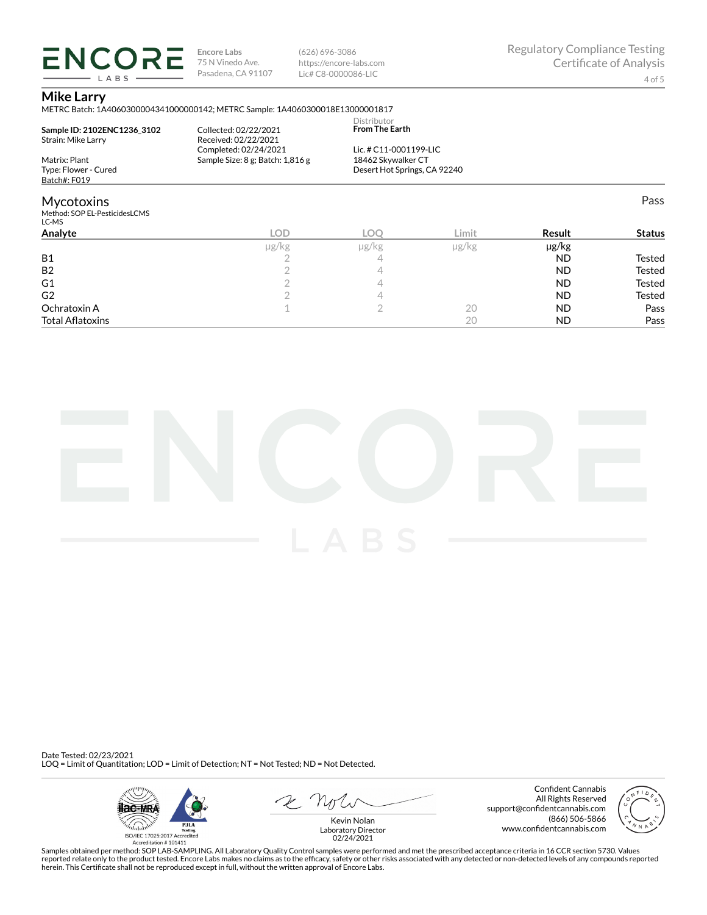**Encore Labs**
75 N Vinedo Ave.
Pasadena, CA 91107

(626) 696-3086
https://encore-labs.com
Lic# C8-0000086-LIC

Regulatory Compliance Testing
Certificate of Analysis

## Mike Larry

METRC Batch: 1A4060300004341000000142; METRC Sample: 1A4060300018E13000001817

**Sample ID: 2102ENC1236_3102**
Strain: Mike Larry

Matrix: Plant
Type: Flower - Cured
Batch#: F019

Collected: 02/22/2021
Received: 02/22/2021
Completed: 02/24/2021
Sample Size: 8 g; Batch: 1,816 g

Distributor
**From The Earth**

Lic. # C11-0001199-LIC
18462 Skywalker CT
Desert Hot Springs, CA 92240

## Mycotoxins

Pass

Method: SOP EL-PesticidesLCMS
LC-MS

| Analyte | LOD | LOQ | Limit | Result | Status |
|---|---|---|---|---|---|
| | μg/kg | μg/kg | μg/kg | μg/kg | |
| B1 | 2 | 4 | | ND | Tested |
| B2 | 2 | 4 | | ND | Tested |
| G1 | 2 | 4 | | ND | Tested |
| G2 | 2 | 4 | | ND | Tested |
| Ochratoxin A | 1 | 2 | 20 | ND | Pass |
| Total Aflatoxins | | | 20 | ND | Pass |

Date Tested: 02/23/2021
LOQ = Limit of Quantitation; LOD = Limit of Detection; NT = Not Tested; ND = Not Detected.

ISO/IEC 17025:2017 Accredited
Accreditation # 101411

Kevin Nolan
Laboratory Director
02/24/2021

Confident Cannabis
All Rights Reserved
support@confidentcannabis.com
(866) 506-5866
www.confidentcannabis.com

Samples obtained per method: SOP LAB-SAMPLING. All Laboratory Quality Control samples were performed and met the prescribed acceptance criteria in 16 CCR section 5730. Values reported relate only to the product tested. Encore Labs makes no claims as to the efficacy, safety or other risks associated with any detected or non-detected levels of any compounds reported herein. This Certificate shall not be reproduced except in full, without the written approval of Encore Labs.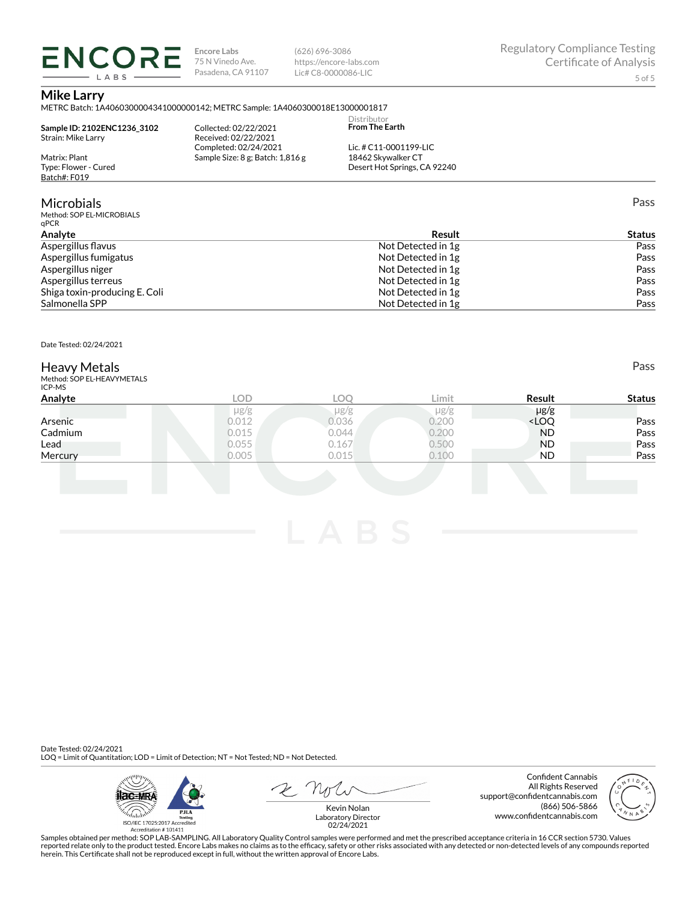**ENCORE LABS**

Encore Labs
75 N Vinedo Ave.
Pasadena, CA 91107

(626) 696-3086
https://encore-labs.com
Lic# C8-0000086-LIC

Regulatory Compliance Testing
Certificate of Analysis

# Mike Larry

METRC Batch: 1A4060300004341000000142; METRC Sample: 1A4060300018E13000001817

**Sample ID: 2102ENC1236_3102**
Strain: Mike Larry

Matrix: Plant
Type: Flower - Cured
Batch#: F019

Collected: 02/22/2021
Received: 02/22/2021
Completed: 02/24/2021
Sample Size: 8 g; Batch: 1,816 g

Distributor
**From The Earth**

Lic. # C11-0001199-LIC
18462 Skywalker CT
Desert Hot Springs, CA 92240

## Microbials

Pass

Method: SOP EL-MICROBIALS
qPCR

| Analyte | Result | Status |
|---|---|---|
| Aspergillus flavus | Not Detected in 1g | Pass |
| Aspergillus fumigatus | Not Detected in 1g | Pass |
| Aspergillus niger | Not Detected in 1g | Pass |
| Aspergillus terreus | Not Detected in 1g | Pass |
| Shiga toxin-producing E. Coli | Not Detected in 1g | Pass |
| Salmonella SPP | Not Detected in 1g | Pass |

Date Tested: 02/24/2021

## Heavy Metals

Pass

Method: SOP EL-HEAVYMETALS
ICP-MS

| Analyte | LOD | LOQ | Limit | Result | Status |
|---|---|---|---|---|---|
| | μg/g | μg/g | μg/g | μg/g | |
| Arsenic | 0.012 | 0.036 | 0.200 | <LOQ | Pass |
| Cadmium | 0.015 | 0.044 | 0.200 | ND | Pass |
| Lead | 0.055 | 0.167 | 0.500 | ND | Pass |
| Mercury | 0.005 | 0.015 | 0.100 | ND | Pass |

Date Tested: 02/24/2021
LOQ = Limit of Quantitation; LOD = Limit of Detection; NT = Not Tested; ND = Not Detected.

ISO/IEC 17025:2017 Accredited
Accreditation # 101411

Kevin Nolan
Laboratory Director
02/24/2021

Confident Cannabis
All Rights Reserved
support@confidentcannabis.com
(866) 506-5866
www.confidentcannabis.com

Samples obtained per method: SOP LAB-SAMPLING. All Laboratory Quality Control samples were performed and met the prescribed acceptance criteria in 16 CCR section 5730. Values reported relate only to the product tested. Encore Labs makes no claims as to the efficacy, safety or other risks associated with any detected or non-detected levels of any compounds reported herein. This Certificate shall not be reproduced except in full, without the written approval of Encore Labs.